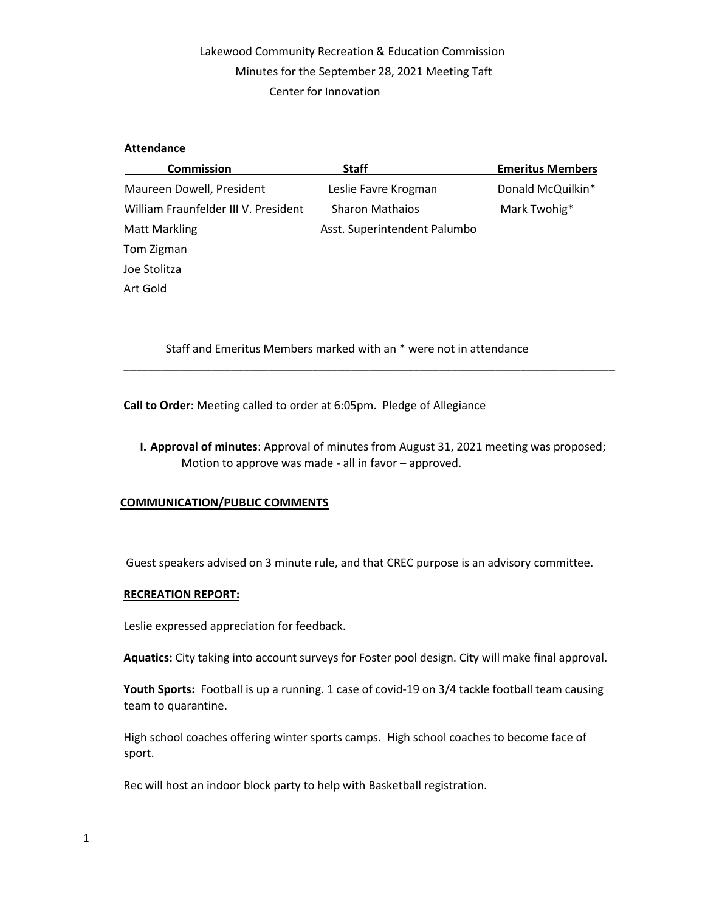# Lakewood Community Recreation & Education Commission
## Minutes for the September 28, 2021 Meeting Taft Center for Innovation

**Attendance**

| Commission | Staff | Emeritus Members |
|---|---|---|
| Maureen Dowell, President | Leslie Favre Krogman | Donald McQuilkin* |
| William Fraunfelder III V. President | Sharon Mathaios | Mark Twohig* |
| Matt Markling | Asst. Superintendent Palumbo | |
| Tom Zigman | | |
| Joe Stolitza | | |
| Art Gold | | |

Staff and Emeritus Members marked with an * were not in attendance

---

**Call to Order**: Meeting called to order at 6:05pm. Pledge of Allegiance

**I. Approval of minutes**: Approval of minutes from August 31, 2021 meeting was proposed; Motion to approve was made - all in favor – approved.

**COMMUNICATION/PUBLIC COMMENTS**

Guest speakers advised on 3 minute rule, and that CREC purpose is an advisory committee.

**RECREATION REPORT:**

Leslie expressed appreciation for feedback.

**Aquatics:** City taking into account surveys for Foster pool design. City will make final approval.

**Youth Sports:** Football is up a running. 1 case of covid-19 on 3/4 tackle football team causing team to quarantine.

High school coaches offering winter sports camps. High school coaches to become face of sport.

Rec will host an indoor block party to help with Basketball registration.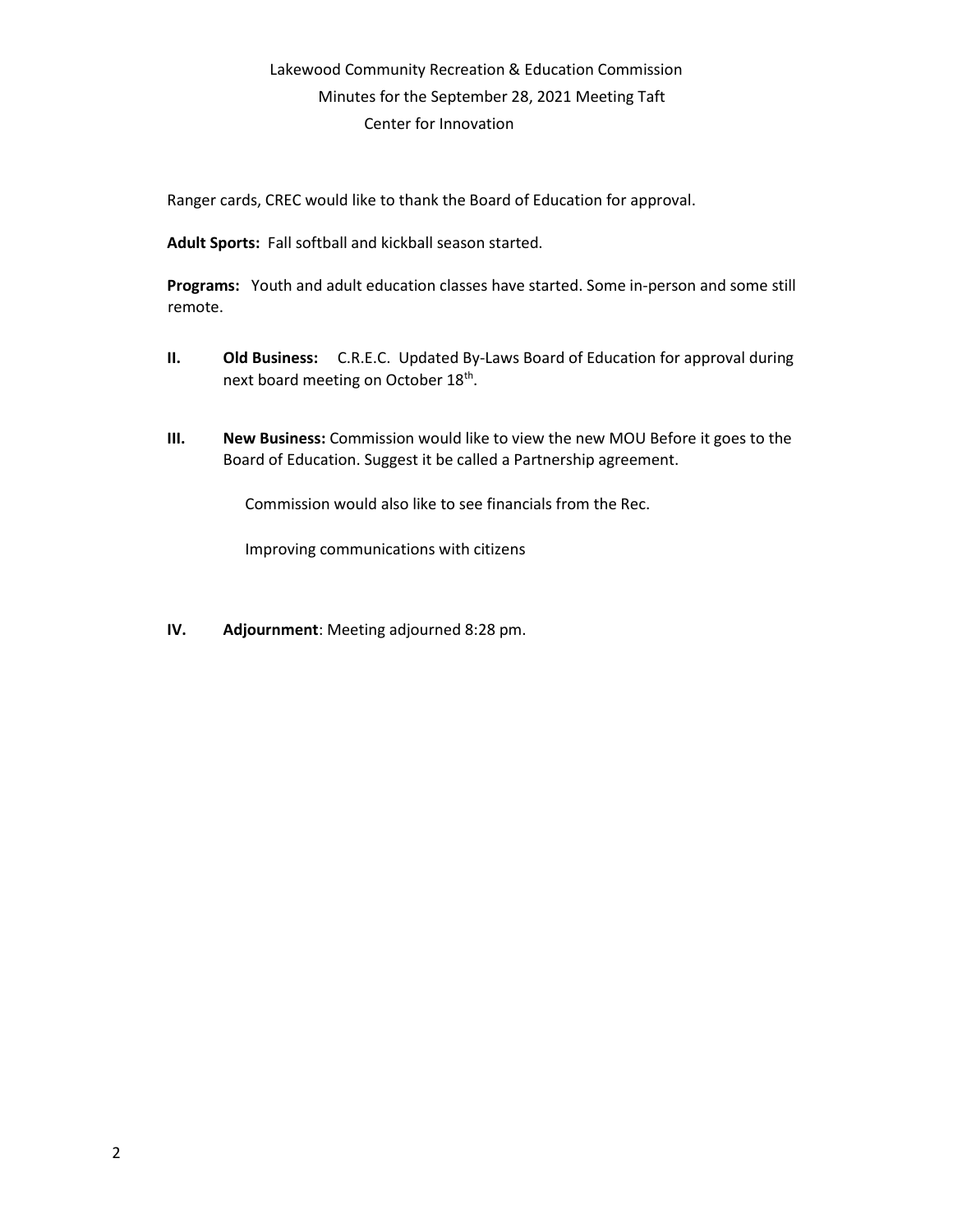Lakewood Community Recreation & Education Commission
Minutes for the September 28, 2021 Meeting Taft
Center for Innovation

Ranger cards, CREC would like to thank the Board of Education for approval.

**Adult Sports:** Fall softball and kickball season started.

**Programs:** Youth and adult education classes have started. Some in-person and some still remote.

**II. Old Business:** C.R.E.C. Updated By-Laws Board of Education for approval during next board meeting on October 18th.

**III. New Business:** Commission would like to view the new MOU Before it goes to the Board of Education. Suggest it be called a Partnership agreement.

Commission would also like to see financials from the Rec.

Improving communications with citizens

**IV. Adjournment**: Meeting adjourned 8:28 pm.